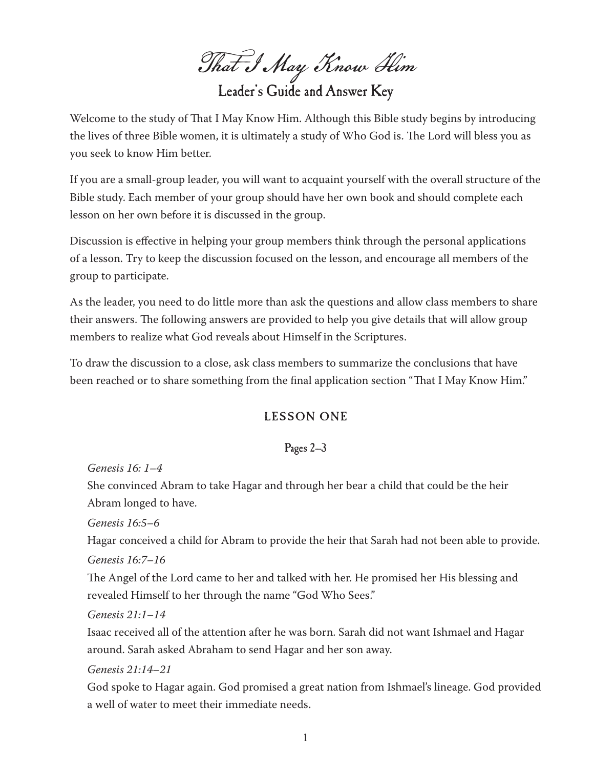# That I May Know Him

## Leader's Guide and Answer Key

Welcome to the study of That I May Know Him. Although this Bible study begins by introducing the lives of three Bible women, it is ultimately a study of Who God is. The Lord will bless you as you seek to know Him better.

If you are a small-group leader, you will want to acquaint yourself with the overall structure of the Bible study. Each member of your group should have her own book and should complete each lesson on her own before it is discussed in the group.

Discussion is effective in helping your group members think through the personal applications of a lesson. Try to keep the discussion focused on the lesson, and encourage all members of the group to participate.

As the leader, you need to do little more than ask the questions and allow class members to share their answers. The following answers are provided to help you give details that will allow group members to realize what God reveals about Himself in the Scriptures.

To draw the discussion to a close, ask class members to summarize the conclusions that have been reached or to share something from the final application section "That I May Know Him."

### LESSON ONE

#### Pages 2–3

*Genesis 16: 1–4*

She convinced Abram to take Hagar and through her bear a child that could be the heir Abram longed to have.

*Genesis 16:5–6*

Hagar conceived a child for Abram to provide the heir that Sarah had not been able to provide.

*Genesis 16:7–16*

The Angel of the Lord came to her and talked with her. He promised her His blessing and revealed Himself to her through the name "God Who Sees."

*Genesis 21:1–14*

Isaac received all of the attention after he was born. Sarah did not want Ishmael and Hagar around. Sarah asked Abraham to send Hagar and her son away.

*Genesis 21:14–21*

God spoke to Hagar again. God promised a great nation from Ishmael's lineage. God provided a well of water to meet their immediate needs.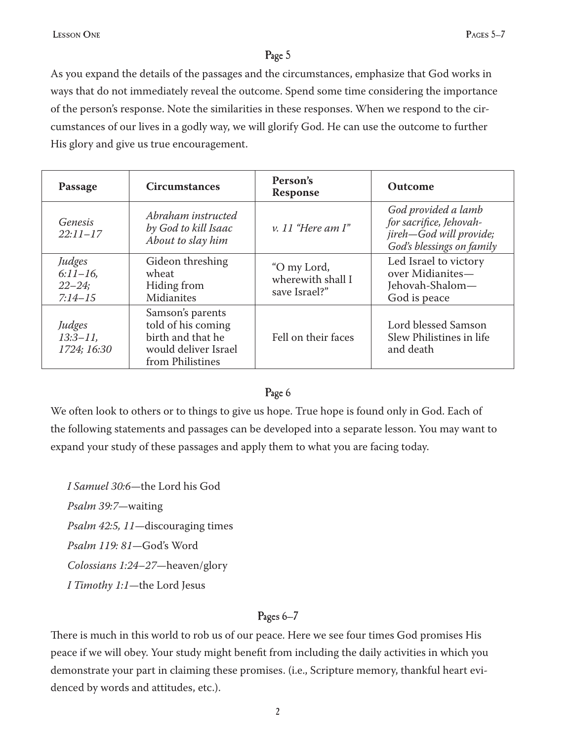## Page 5

As you expand the details of the passages and the circumstances, emphasize that God works in ways that do not immediately reveal the outcome. Spend some time considering the importance of the person's response. Note the similarities in these responses. When we respond to the circumstances of our lives in a godly way, we will glorify God. He can use the outcome to further His glory and give us true encouragement.

| Passage | Circumstances | Person's Response | Outcome |
| --- | --- | --- | --- |
| *Genesis 22:11–17* | *Abraham instructed by God to kill Isaac About to slay him* | *v. 11 "Here am I"* | *God provided a lamb for sacrifice, Jehovah-jireh—God will provide; God's blessings on family* |
| *Judges 6:11–16, 22–24; 7:14–15* | Gideon threshing wheat Hiding from Midianites | "O my Lord, wherewith shall I save Israel?" | Led Israel to victory over Midianites—Jehovah-Shalom—God is peace |
| *Judges 13:3–11, 1724; 16:30* | Samson's parents told of his coming birth and that he would deliver Israel from Philistines | Fell on their faces | Lord blessed Samson Slew Philistines in life and death |

## Page 6

We often look to others or to things to give us hope. True hope is found only in God. Each of the following statements and passages can be developed into a separate lesson. You may want to expand your study of these passages and apply them to what you are facing today.

*I Samuel 30:6*—the Lord his God

*Psalm 39:7*—waiting

*Psalm 42:5, 11*—discouraging times

*Psalm 119: 81*—God's Word

*Colossians 1:24–27*—heaven/glory

*I Timothy 1:1*—the Lord Jesus

## Pages 6–7

There is much in this world to rob us of our peace. Here we see four times God promises His peace if we will obey. Your study might benefit from including the daily activities in which you demonstrate your part in claiming these promises. (i.e., Scripture memory, thankful heart evidenced by words and attitudes, etc.).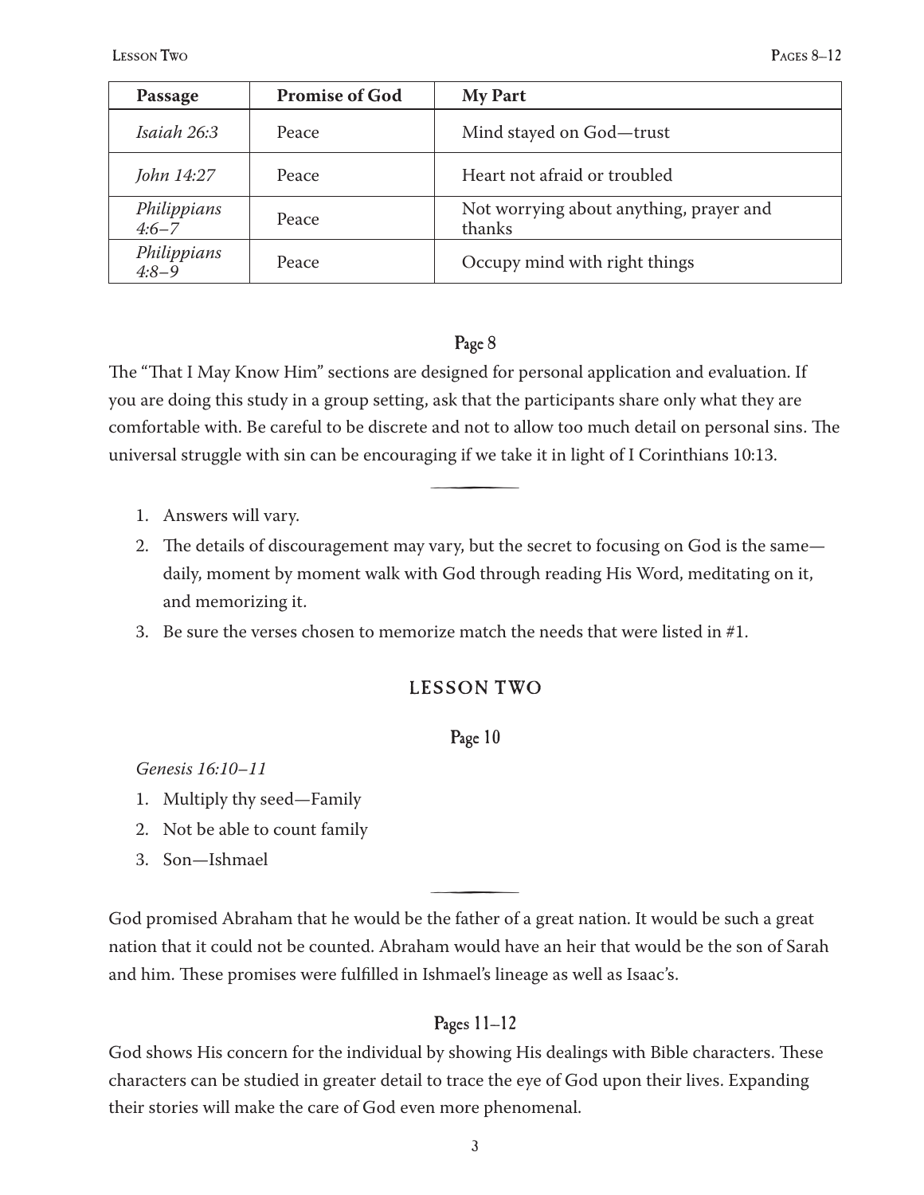| Passage | Promise of God | My Part |
| --- | --- | --- |
| *Isaiah 26:3* | Peace | Mind stayed on God—trust |
| *John 14:27* | Peace | Heart not afraid or troubled |
| *Philippians 4:6–7* | Peace | Not worrying about anything, prayer and thanks |
| *Philippians 4:8–9* | Peace | Occupy mind with right things |

### Page 8

The "That I May Know Him" sections are designed for personal application and evaluation. If you are doing this study in a group setting, ask that the participants share only what they are comfortable with. Be careful to be discrete and not to allow too much detail on personal sins. The universal struggle with sin can be encouraging if we take it in light of I Corinthians 10:13.

---

1. Answers will vary.
2. The details of discouragement may vary, but the secret to focusing on God is the same—daily, moment by moment walk with God through reading His Word, meditating on it, and memorizing it.
3. Be sure the verses chosen to memorize match the needs that were listed in #1.

## LESSON TWO

### Page 10

*Genesis 16:10–11*

1. Multiply thy seed—Family
2. Not be able to count family
3. Son—Ishmael

---

God promised Abraham that he would be the father of a great nation. It would be such a great nation that it could not be counted. Abraham would have an heir that would be the son of Sarah and him. These promises were fulfilled in Ishmael's lineage as well as Isaac's.

### Pages 11–12

God shows His concern for the individual by showing His dealings with Bible characters. These characters can be studied in greater detail to trace the eye of God upon their lives. Expanding their stories will make the care of God even more phenomenal.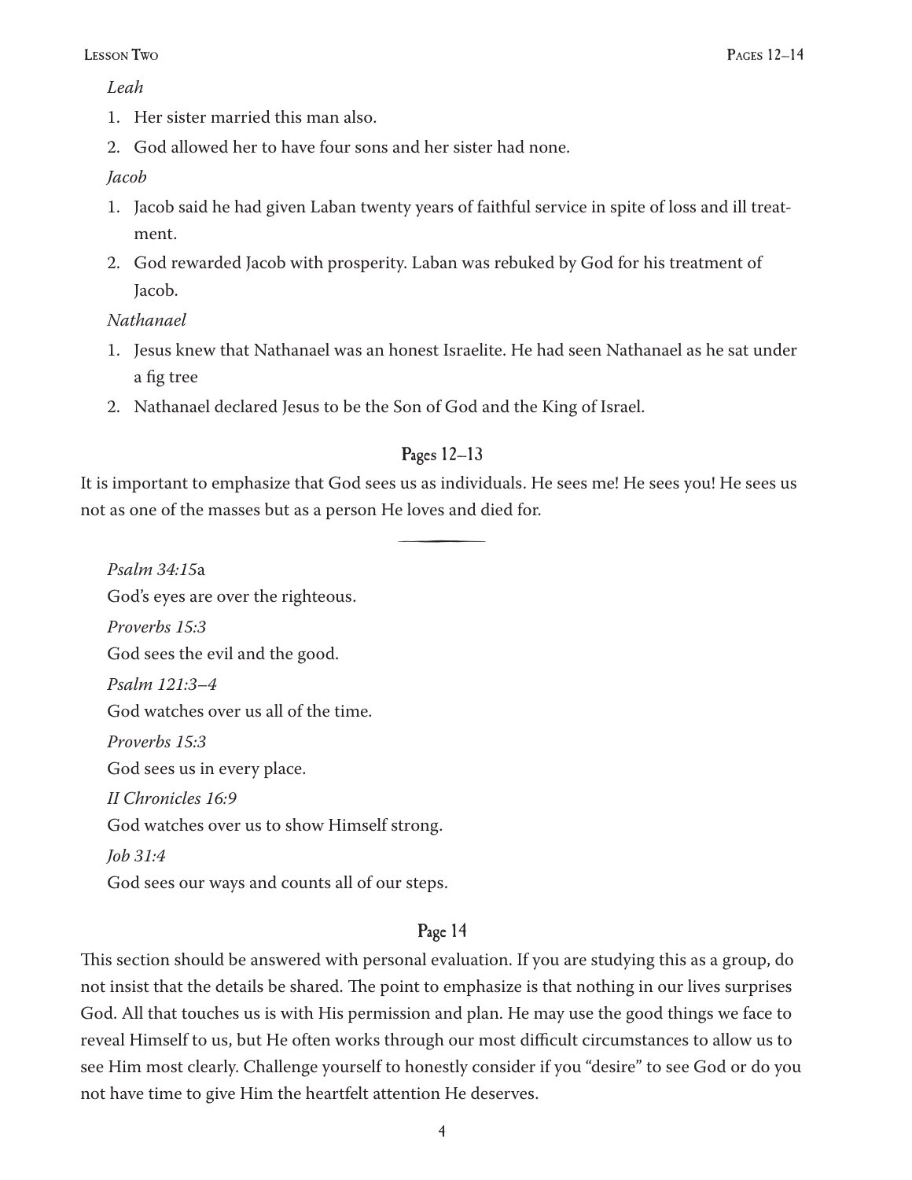*Leah*

1. Her sister married this man also.
2. God allowed her to have four sons and her sister had none.

*Jacob*

1. Jacob said he had given Laban twenty years of faithful service in spite of loss and ill treatment.
2. God rewarded Jacob with prosperity. Laban was rebuked by God for his treatment of Jacob.

*Nathanael*

1. Jesus knew that Nathanael was an honest Israelite. He had seen Nathanael as he sat under a fig tree
2. Nathanael declared Jesus to be the Son of God and the King of Israel.

## Pages 12–13

It is important to emphasize that God sees us as individuals. He sees me! He sees you! He sees us not as one of the masses but as a person He loves and died for.

---

*Psalm 34:15*a

God's eyes are over the righteous.

*Proverbs 15:3*

God sees the evil and the good.

*Psalm 121:3–4*

God watches over us all of the time.

*Proverbs 15:3*

God sees us in every place.

*II Chronicles 16:9*

God watches over us to show Himself strong.

*Job 31:4*

God sees our ways and counts all of our steps.

## Page 14

This section should be answered with personal evaluation. If you are studying this as a group, do not insist that the details be shared. The point to emphasize is that nothing in our lives surprises God. All that touches us is with His permission and plan. He may use the good things we face to reveal Himself to us, but He often works through our most difficult circumstances to allow us to see Him most clearly. Challenge yourself to honestly consider if you "desire" to see God or do you not have time to give Him the heartfelt attention He deserves.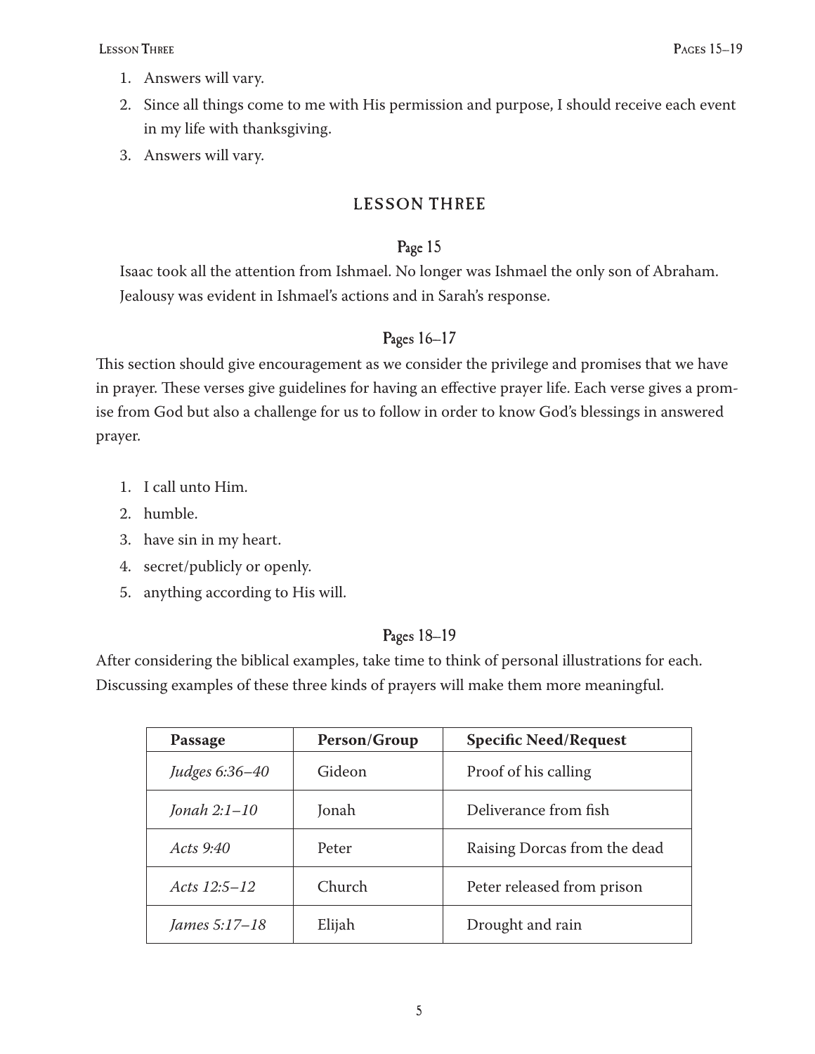1. Answers will vary.
2. Since all things come to me with His permission and purpose, I should receive each event in my life with thanksgiving.
3. Answers will vary.

## LESSON THREE

### Page 15

Isaac took all the attention from Ishmael. No longer was Ishmael the only son of Abraham. Jealousy was evident in Ishmael's actions and in Sarah's response.

### Pages 16–17

This section should give encouragement as we consider the privilege and promises that we have in prayer. These verses give guidelines for having an effective prayer life. Each verse gives a promise from God but also a challenge for us to follow in order to know God's blessings in answered prayer.

1. I call unto Him.
2. humble.
3. have sin in my heart.
4. secret/publicly or openly.
5. anything according to His will.

### Pages 18–19

After considering the biblical examples, take time to think of personal illustrations for each. Discussing examples of these three kinds of prayers will make them more meaningful.

| Passage | Person/Group | Specific Need/Request |
|---|---|---|
| *Judges 6:36–40* | Gideon | Proof of his calling |
| *Jonah 2:1–10* | Jonah | Deliverance from fish |
| *Acts 9:40* | Peter | Raising Dorcas from the dead |
| *Acts 12:5–12* | Church | Peter released from prison |
| *James 5:17–18* | Elijah | Drought and rain |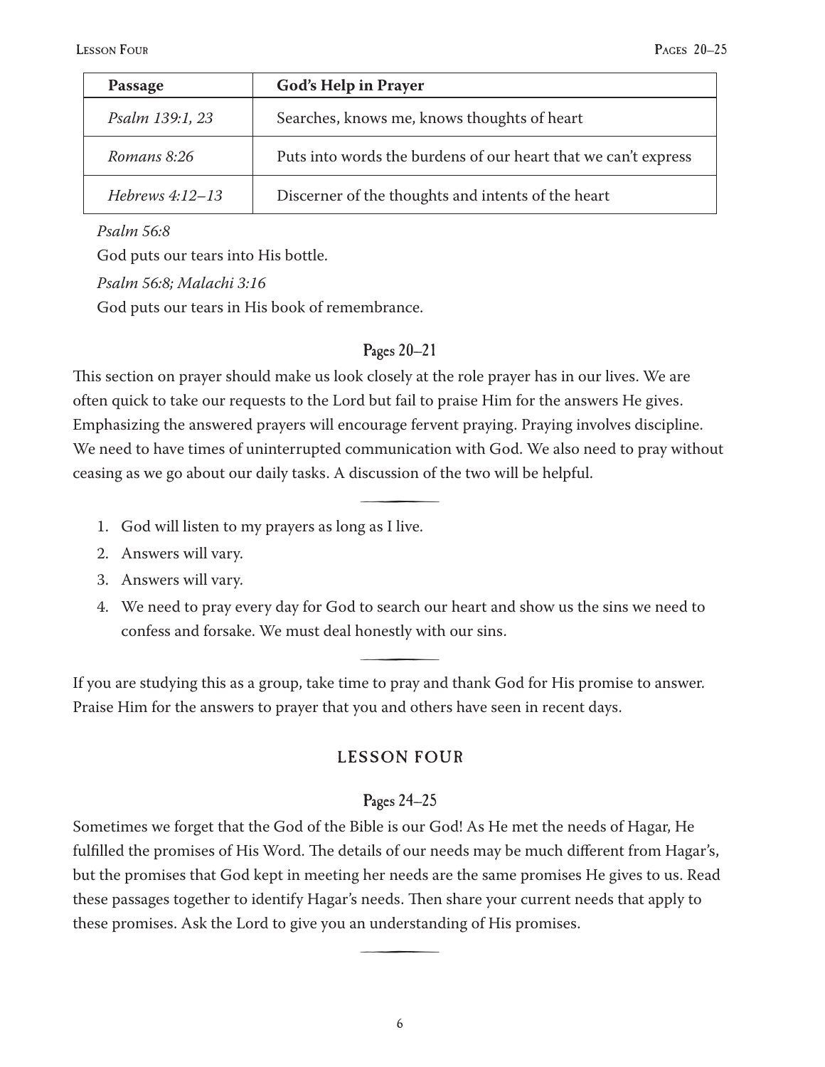| Passage | God's Help in Prayer |
|---|---|
| *Psalm 139:1, 23* | Searches, knows me, knows thoughts of heart |
| *Romans 8:26* | Puts into words the burdens of our heart that we can't express |
| *Hebrews 4:12–13* | Discerner of the thoughts and intents of the heart |

*Psalm 56:8*

God puts our tears into His bottle.

*Psalm 56:8; Malachi 3:16*

God puts our tears in His book of remembrance.

### Pages 20–21

This section on prayer should make us look closely at the role prayer has in our lives. We are often quick to take our requests to the Lord but fail to praise Him for the answers He gives. Emphasizing the answered prayers will encourage fervent praying. Praying involves discipline. We need to have times of uninterrupted communication with God. We also need to pray without ceasing as we go about our daily tasks. A discussion of the two will be helpful.

1. God will listen to my prayers as long as I live.
2. Answers will vary.
3. Answers will vary.
4. We need to pray every day for God to search our heart and show us the sins we need to confess and forsake. We must deal honestly with our sins.

If you are studying this as a group, take time to pray and thank God for His promise to answer. Praise Him for the answers to prayer that you and others have seen in recent days.

## LESSON FOUR

### Pages 24–25

Sometimes we forget that the God of the Bible is our God! As He met the needs of Hagar, He fulfilled the promises of His Word. The details of our needs may be much different from Hagar's, but the promises that God kept in meeting her needs are the same promises He gives to us. Read these passages together to identify Hagar's needs. Then share your current needs that apply to these promises. Ask the Lord to give you an understanding of His promises.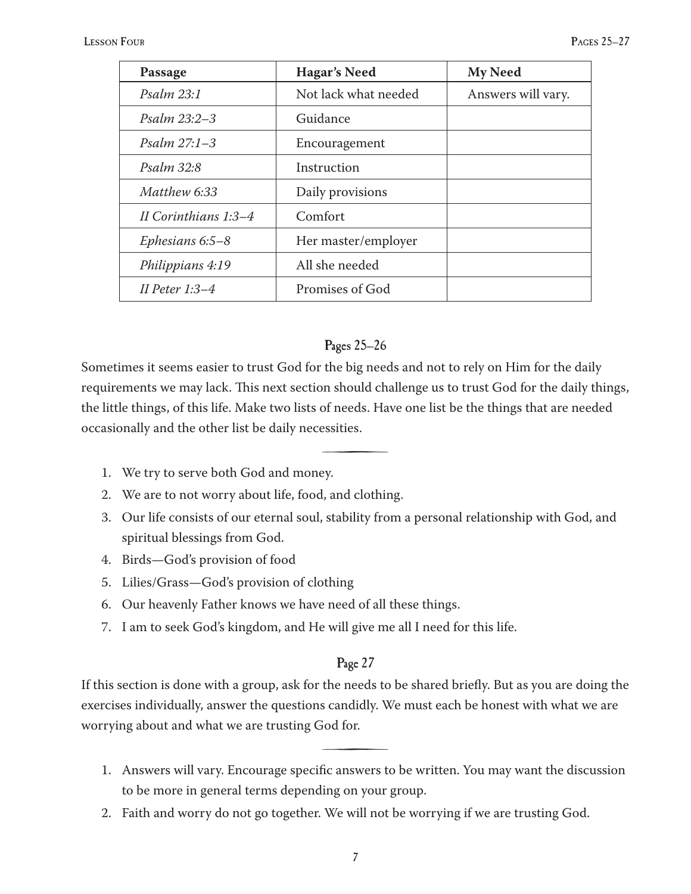| Passage | Hagar's Need | My Need |
|---|---|---|
| *Psalm 23:1* | Not lack what needed | Answers will vary. |
| *Psalm 23:2–3* | Guidance | |
| *Psalm 27:1–3* | Encouragement | |
| *Psalm 32:8* | Instruction | |
| *Matthew 6:33* | Daily provisions | |
| *II Corinthians 1:3–4* | Comfort | |
| *Ephesians 6:5–8* | Her master/employer | |
| *Philippians 4:19* | All she needed | |
| *II Peter 1:3–4* | Promises of God | |

## Pages 25–26

Sometimes it seems easier to trust God for the big needs and not to rely on Him for the daily requirements we may lack. This next section should challenge us to trust God for the daily things, the little things, of this life. Make two lists of needs. Have one list be the things that are needed occasionally and the other list be daily necessities.

1. We try to serve both God and money.
2. We are to not worry about life, food, and clothing.
3. Our life consists of our eternal soul, stability from a personal relationship with God, and spiritual blessings from God.
4. Birds—God's provision of food
5. Lilies/Grass—God's provision of clothing
6. Our heavenly Father knows we have need of all these things.
7. I am to seek God's kingdom, and He will give me all I need for this life.

## Page 27

If this section is done with a group, ask for the needs to be shared briefly. But as you are doing the exercises individually, answer the questions candidly. We must each be honest with what we are worrying about and what we are trusting God for.

1. Answers will vary. Encourage specific answers to be written. You may want the discussion to be more in general terms depending on your group.
2. Faith and worry do not go together. We will not be worrying if we are trusting God.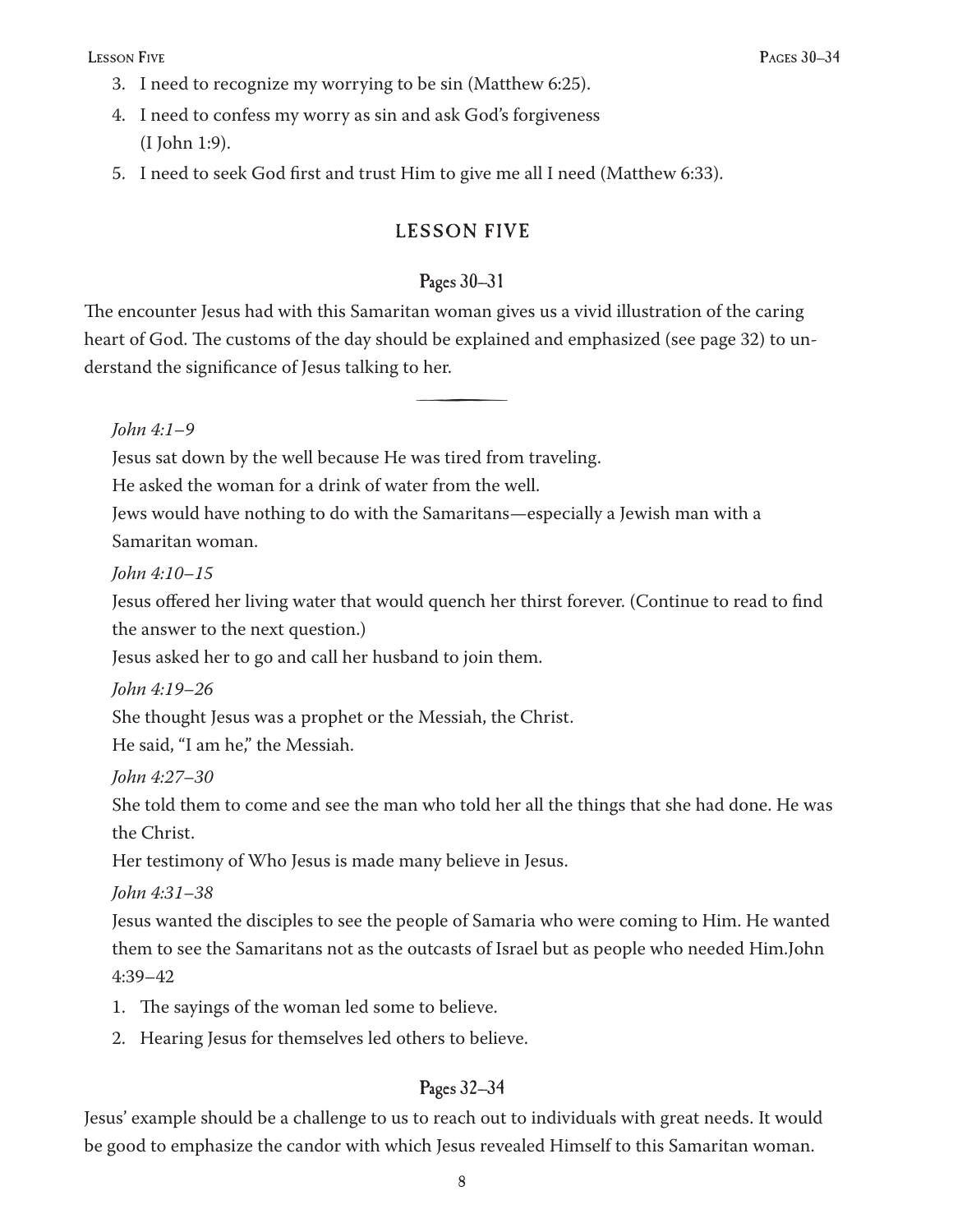3. I need to recognize my worrying to be sin (Matthew 6:25).
4. I need to confess my worry as sin and ask God's forgiveness (I John 1:9).
5. I need to seek God first and trust Him to give me all I need (Matthew 6:33).

## LESSON FIVE

### Pages 30–31

The encounter Jesus had with this Samaritan woman gives us a vivid illustration of the caring heart of God. The customs of the day should be explained and emphasized (see page 32) to understand the significance of Jesus talking to her.

---

*John 4:1–9*

Jesus sat down by the well because He was tired from traveling.

He asked the woman for a drink of water from the well.

Jews would have nothing to do with the Samaritans—especially a Jewish man with a Samaritan woman.

*John 4:10–15*

Jesus offered her living water that would quench her thirst forever. (Continue to read to find the answer to the next question.)

Jesus asked her to go and call her husband to join them.

*John 4:19–26*

She thought Jesus was a prophet or the Messiah, the Christ.

He said, "I am he," the Messiah.

*John 4:27–30*

She told them to come and see the man who told her all the things that she had done. He was the Christ.

Her testimony of Who Jesus is made many believe in Jesus.

*John 4:31–38*

Jesus wanted the disciples to see the people of Samaria who were coming to Him. He wanted them to see the Samaritans not as the outcasts of Israel but as people who needed Him.John 4:39–42

1. The sayings of the woman led some to believe.
2. Hearing Jesus for themselves led others to believe.

### Pages 32–34

Jesus' example should be a challenge to us to reach out to individuals with great needs. It would be good to emphasize the candor with which Jesus revealed Himself to this Samaritan woman.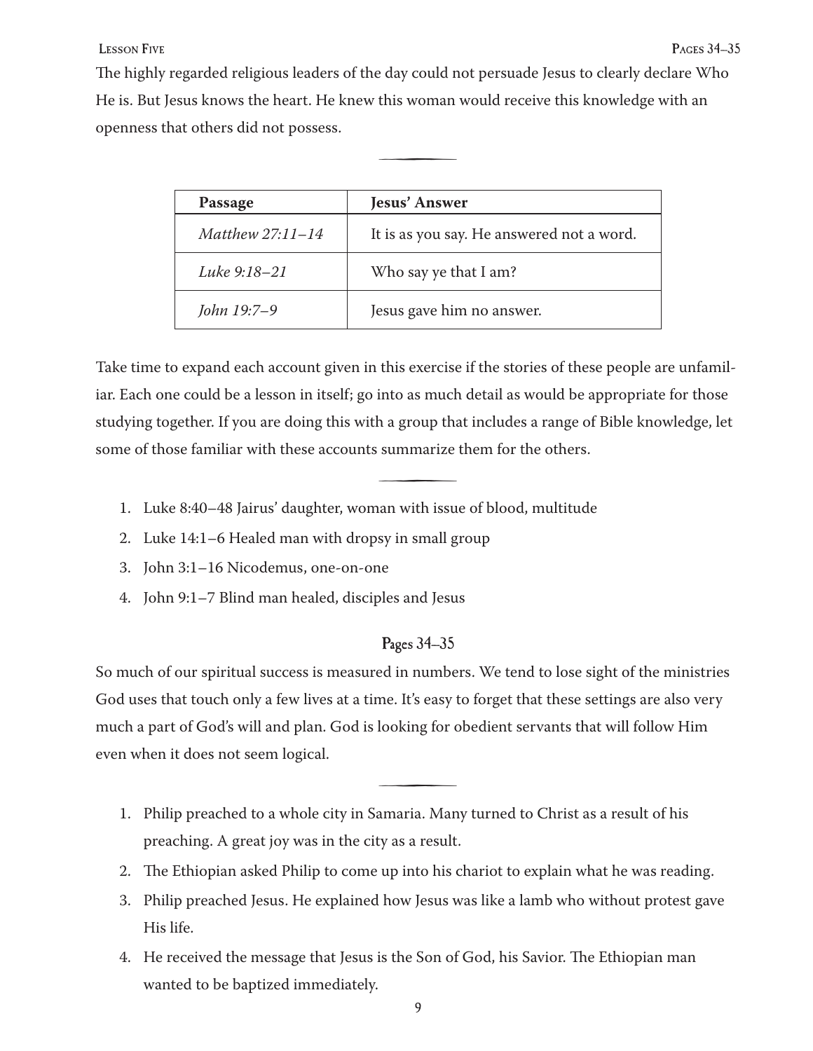The highly regarded religious leaders of the day could not persuade Jesus to clearly declare Who He is. But Jesus knows the heart. He knew this woman would receive this knowledge with an openness that others did not possess.

| Passage | Jesus' Answer |
|---|---|
| *Matthew 27:11–14* | It is as you say. He answered not a word. |
| *Luke 9:18–21* | Who say ye that I am? |
| *John 19:7–9* | Jesus gave him no answer. |

Take time to expand each account given in this exercise if the stories of these people are unfamiliar. Each one could be a lesson in itself; go into as much detail as would be appropriate for those studying together. If you are doing this with a group that includes a range of Bible knowledge, let some of those familiar with these accounts summarize them for the others.

1. Luke 8:40–48 Jairus' daughter, woman with issue of blood, multitude
2. Luke 14:1–6 Healed man with dropsy in small group
3. John 3:1–16 Nicodemus, one-on-one
4. John 9:1–7 Blind man healed, disciples and Jesus

## Pages 34–35

So much of our spiritual success is measured in numbers. We tend to lose sight of the ministries God uses that touch only a few lives at a time. It's easy to forget that these settings are also very much a part of God's will and plan. God is looking for obedient servants that will follow Him even when it does not seem logical.

1. Philip preached to a whole city in Samaria. Many turned to Christ as a result of his preaching. A great joy was in the city as a result.
2. The Ethiopian asked Philip to come up into his chariot to explain what he was reading.
3. Philip preached Jesus. He explained how Jesus was like a lamb who without protest gave His life.
4. He received the message that Jesus is the Son of God, his Savior. The Ethiopian man wanted to be baptized immediately.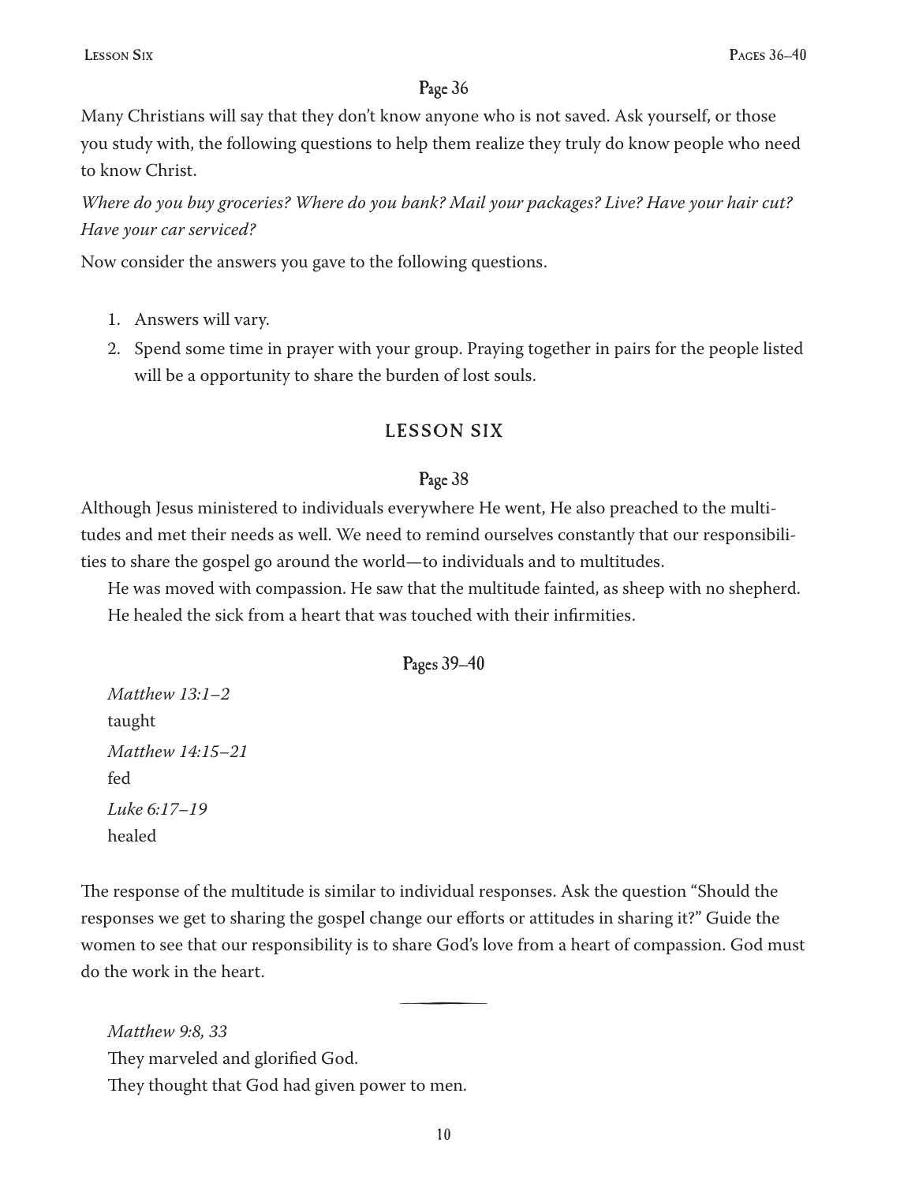### Page 36

Many Christians will say that they don't know anyone who is not saved. Ask yourself, or those you study with, the following questions to help them realize they truly do know people who need to know Christ.

*Where do you buy groceries? Where do you bank? Mail your packages? Live? Have your hair cut? Have your car serviced?*

Now consider the answers you gave to the following questions.

1. Answers will vary.
2. Spend some time in prayer with your group. Praying together in pairs for the people listed will be a opportunity to share the burden of lost souls.

## LESSON SIX

### Page 38

Although Jesus ministered to individuals everywhere He went, He also preached to the multitudes and met their needs as well. We need to remind ourselves constantly that our responsibilities to share the gospel go around the world—to individuals and to multitudes.

He was moved with compassion. He saw that the multitude fainted, as sheep with no shepherd.
He healed the sick from a heart that was touched with their infirmities.

### Pages 39–40

*Matthew 13:1–2*
taught
*Matthew 14:15–21*
fed
*Luke 6:17–19*
healed

The response of the multitude is similar to individual responses. Ask the question "Should the responses we get to sharing the gospel change our efforts or attitudes in sharing it?" Guide the women to see that our responsibility is to share God's love from a heart of compassion. God must do the work in the heart.

---

*Matthew 9:8, 33*
They marveled and glorified God.
They thought that God had given power to men.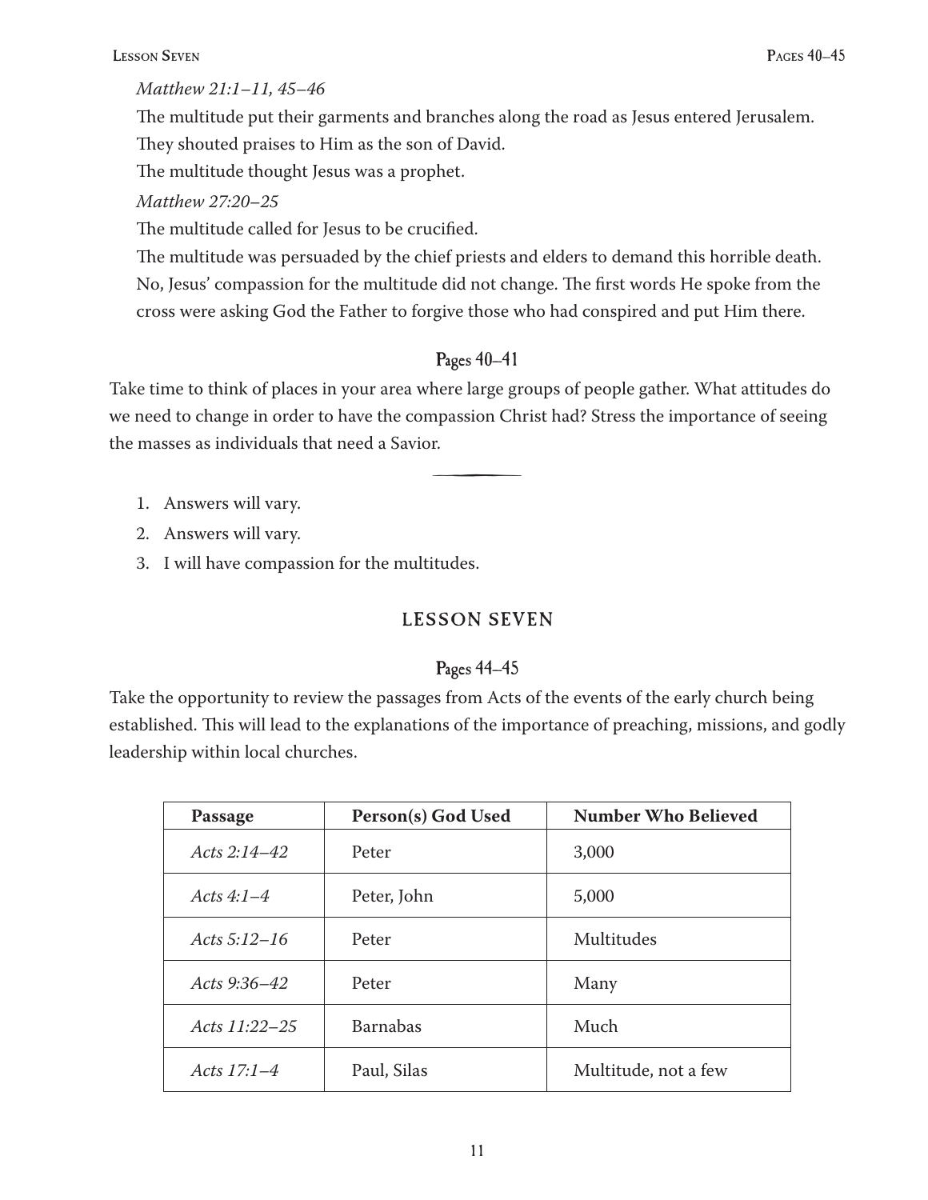*Matthew 21:1–11, 45–46*

The multitude put their garments and branches along the road as Jesus entered Jerusalem.

They shouted praises to Him as the son of David.

The multitude thought Jesus was a prophet.

*Matthew 27:20–25*

The multitude called for Jesus to be crucified.

The multitude was persuaded by the chief priests and elders to demand this horrible death.

No, Jesus' compassion for the multitude did not change. The first words He spoke from the cross were asking God the Father to forgive those who had conspired and put Him there.

### Pages 40–41

Take time to think of places in your area where large groups of people gather. What attitudes do we need to change in order to have the compassion Christ had? Stress the importance of seeing the masses as individuals that need a Savior.

---

1. Answers will vary.
2. Answers will vary.
3. I will have compassion for the multitudes.

## LESSON SEVEN

### Pages 44–45

Take the opportunity to review the passages from Acts of the events of the early church being established. This will lead to the explanations of the importance of preaching, missions, and godly leadership within local churches.

| Passage | Person(s) God Used | Number Who Believed |
|---|---|---|
| *Acts 2:14–42* | Peter | 3,000 |
| *Acts 4:1–4* | Peter, John | 5,000 |
| *Acts 5:12–16* | Peter | Multitudes |
| *Acts 9:36–42* | Peter | Many |
| *Acts 11:22–25* | Barnabas | Much |
| *Acts 17:1–4* | Paul, Silas | Multitude, not a few |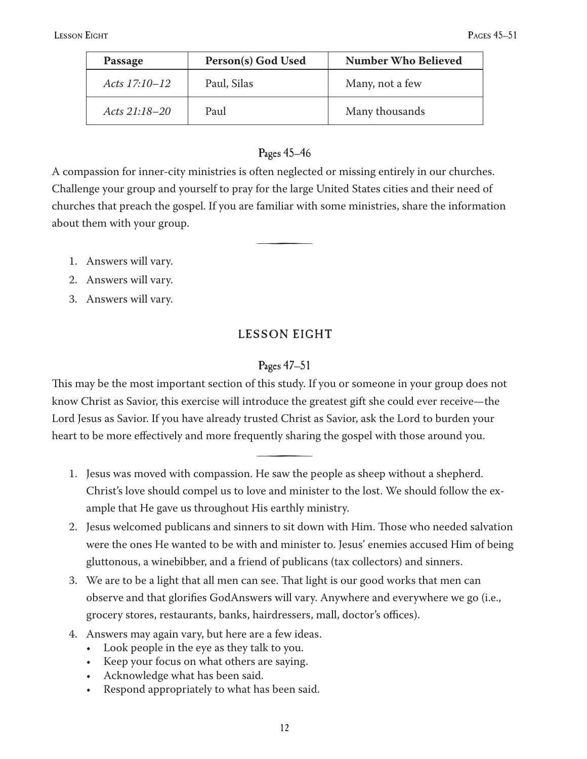| Passage | Person(s) God Used | Number Who Believed |
|---|---|---|
| *Acts 17:10–12* | Paul, Silas | Many, not a few |
| *Acts 21:18–20* | Paul | Many thousands |

### Pages 45–46

A compassion for inner-city ministries is often neglected or missing entirely in our churches. Challenge your group and yourself to pray for the large United States cities and their need of churches that preach the gospel. If you are familiar with some ministries, share the information about them with your group.

1. Answers will vary.
2. Answers will vary.
3. Answers will vary.

## LESSON EIGHT

### Pages 47–51

This may be the most important section of this study. If you or someone in your group does not know Christ as Savior, this exercise will introduce the greatest gift she could ever receive—the Lord Jesus as Savior. If you have already trusted Christ as Savior, ask the Lord to burden your heart to be more effectively and more frequently sharing the gospel with those around you.

1. Jesus was moved with compassion. He saw the people as sheep without a shepherd. Christ's love should compel us to love and minister to the lost. We should follow the example that He gave us throughout His earthly ministry.
2. Jesus welcomed publicans and sinners to sit down with Him. Those who needed salvation were the ones He wanted to be with and minister to. Jesus' enemies accused Him of being gluttonous, a winebibber, and a friend of publicans (tax collectors) and sinners.
3. We are to be a light that all men can see. That light is our good works that men can observe and that glorifies GodAnswers will vary. Anywhere and everywhere we go (i.e., grocery stores, restaurants, banks, hairdressers, mall, doctor's offices).
4. Answers may again vary, but here are a few ideas.
   - Look people in the eye as they talk to you.
   - Keep your focus on what others are saying.
   - Acknowledge what has been said.
   - Respond appropriately to what has been said.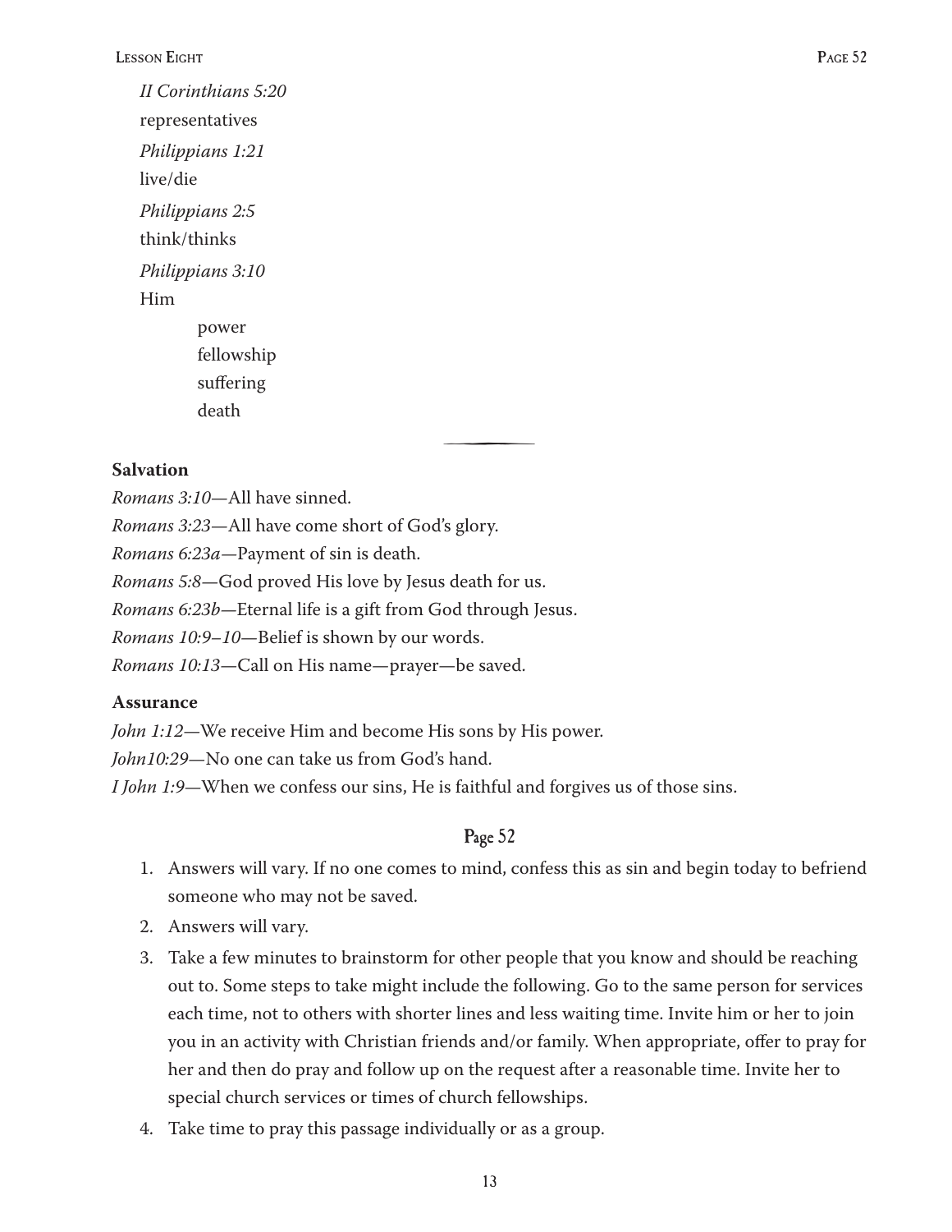*II Corinthians 5:20*

representatives

*Philippians 1:21*

live/die

*Philippians 2:5*

think/thinks

*Philippians 3:10*

Him

power
fellowship
suffering
death

---

**Salvation**

*Romans 3:10*—All have sinned.
*Romans 3:23*—All have come short of God's glory.
*Romans 6:23a*—Payment of sin is death.
*Romans 5:8*—God proved His love by Jesus death for us.
*Romans 6:23b*—Eternal life is a gift from God through Jesus.
*Romans 10:9–10*—Belief is shown by our words.
*Romans 10:13*—Call on His name—prayer—be saved.

**Assurance**

*John 1:12*—We receive Him and become His sons by His power.
*John10:29*—No one can take us from God's hand.
*I John 1:9*—When we confess our sins, He is faithful and forgives us of those sins.

## Page 52

1. Answers will vary. If no one comes to mind, confess this as sin and begin today to befriend someone who may not be saved.
2. Answers will vary.
3. Take a few minutes to brainstorm for other people that you know and should be reaching out to. Some steps to take might include the following. Go to the same person for services each time, not to others with shorter lines and less waiting time. Invite him or her to join you in an activity with Christian friends and/or family. When appropriate, offer to pray for her and then do pray and follow up on the request after a reasonable time. Invite her to special church services or times of church fellowships.
4. Take time to pray this passage individually or as a group.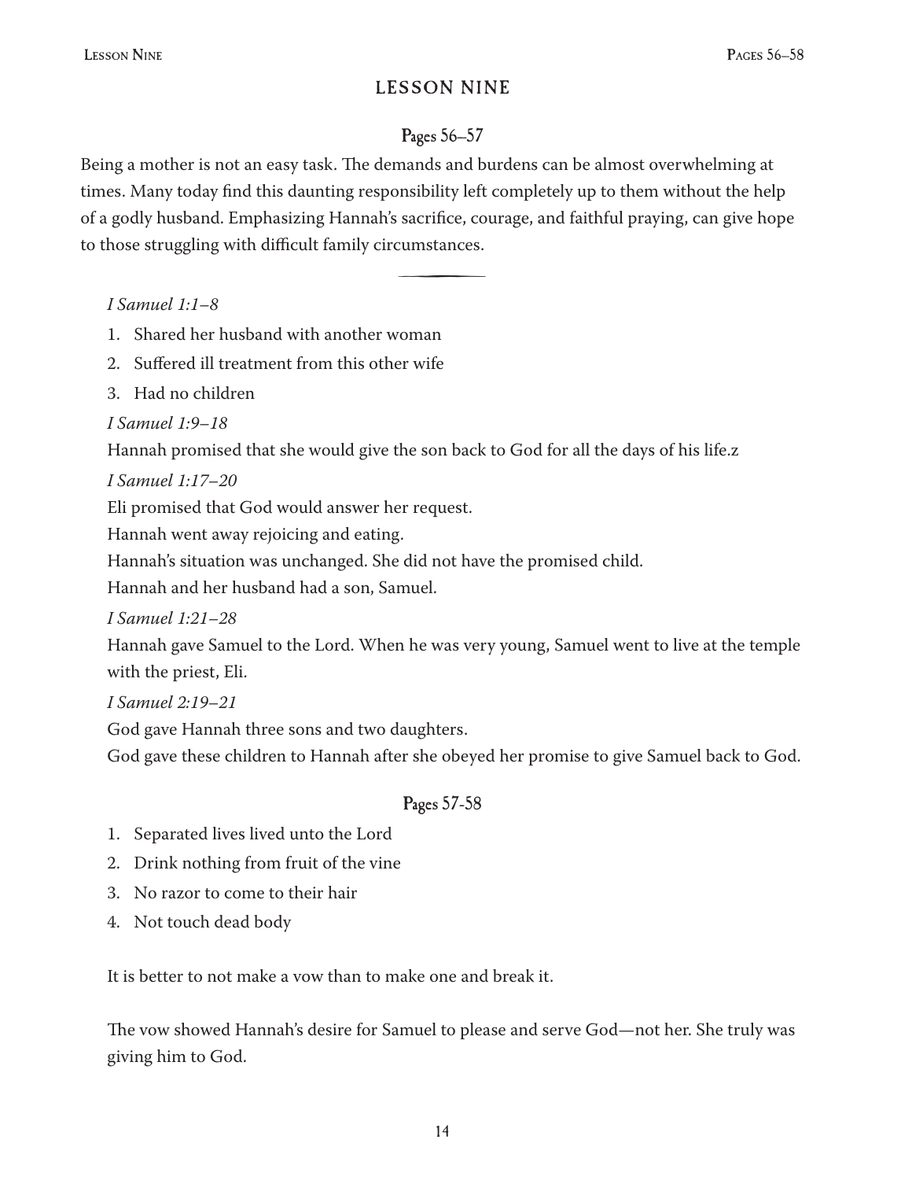## LESSON NINE

### Pages 56–57

Being a mother is not an easy task. The demands and burdens can be almost overwhelming at times. Many today find this daunting responsibility left completely up to them without the help of a godly husband. Emphasizing Hannah's sacrifice, courage, and faithful praying, can give hope to those struggling with difficult family circumstances.

---

*I Samuel 1:1–8*

1. Shared her husband with another woman
2. Suffered ill treatment from this other wife
3. Had no children

*I Samuel 1:9–18*

Hannah promised that she would give the son back to God for all the days of his life.z

*I Samuel 1:17–20*

Eli promised that God would answer her request.

Hannah went away rejoicing and eating.

Hannah's situation was unchanged. She did not have the promised child.

Hannah and her husband had a son, Samuel.

*I Samuel 1:21–28*

Hannah gave Samuel to the Lord. When he was very young, Samuel went to live at the temple with the priest, Eli.

*I Samuel 2:19–21*

God gave Hannah three sons and two daughters.

God gave these children to Hannah after she obeyed her promise to give Samuel back to God.

### Pages 57-58

1. Separated lives lived unto the Lord
2. Drink nothing from fruit of the vine
3. No razor to come to their hair
4. Not touch dead body

It is better to not make a vow than to make one and break it.

The vow showed Hannah's desire for Samuel to please and serve God—not her. She truly was giving him to God.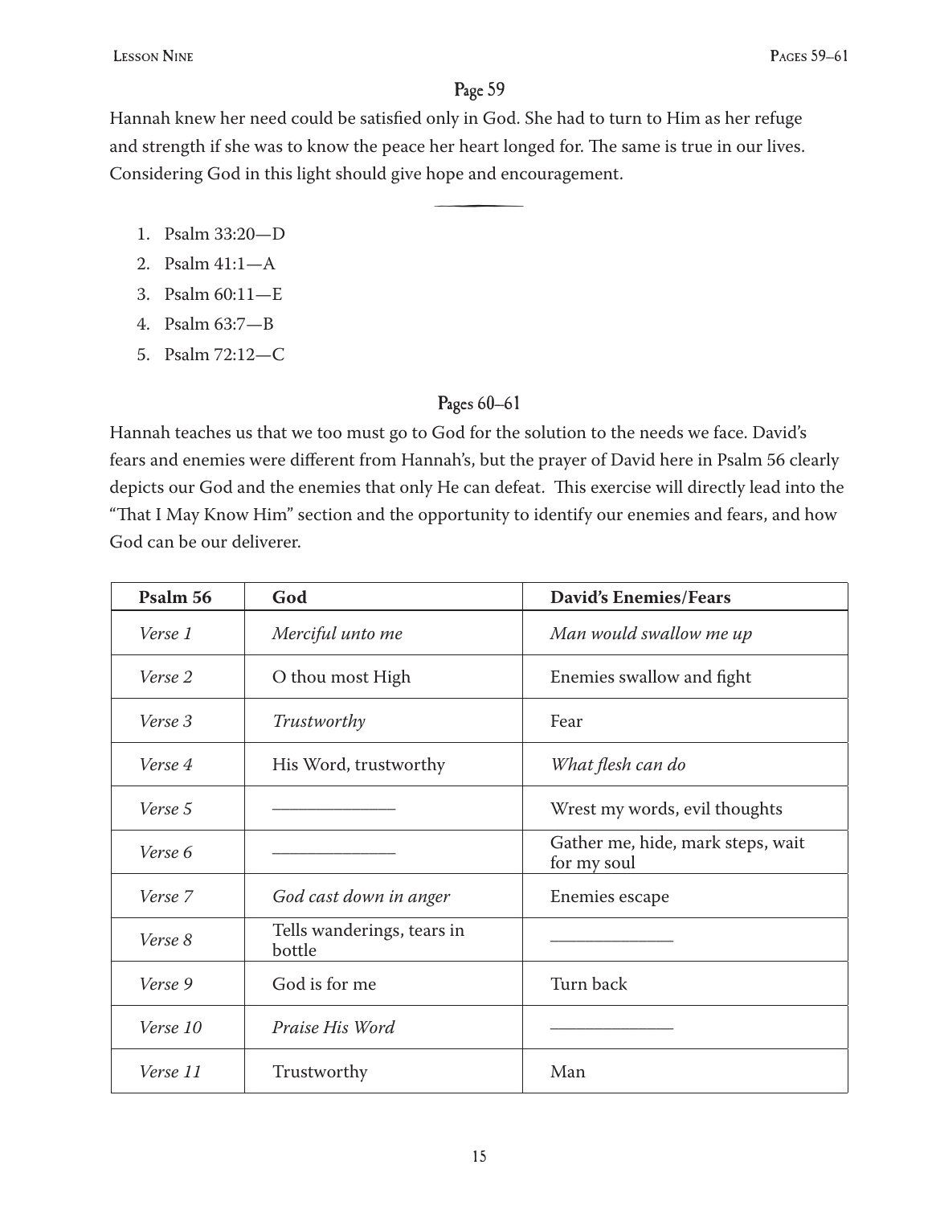## Page 59

Hannah knew her need could be satisfied only in God. She had to turn to Him as her refuge and strength if she was to know the peace her heart longed for. The same is true in our lives. Considering God in this light should give hope and encouragement.

---

1. Psalm 33:20—D
2. Psalm 41:1—A
3. Psalm 60:11—E
4. Psalm 63:7—B
5. Psalm 72:12—C

## Pages 60–61

Hannah teaches us that we too must go to God for the solution to the needs we face. David's fears and enemies were different from Hannah's, but the prayer of David here in Psalm 56 clearly depicts our God and the enemies that only He can defeat. This exercise will directly lead into the "That I May Know Him" section and the opportunity to identify our enemies and fears, and how God can be our deliverer.

| Psalm 56 | God | David's Enemies/Fears |
|---|---|---|
| *Verse 1* | *Merciful unto me* | *Man would swallow me up* |
| *Verse 2* | O thou most High | Enemies swallow and fight |
| *Verse 3* | *Trustworthy* | Fear |
| *Verse 4* | His Word, trustworthy | *What flesh can do* |
| *Verse 5* | ——————— | Wrest my words, evil thoughts |
| *Verse 6* | ——————— | Gather me, hide, mark steps, wait for my soul |
| *Verse 7* | *God cast down in anger* | Enemies escape |
| *Verse 8* | Tells wanderings, tears in bottle | ——————— |
| *Verse 9* | God is for me | Turn back |
| *Verse 10* | *Praise His Word* | ——————— |
| *Verse 11* | Trustworthy | Man |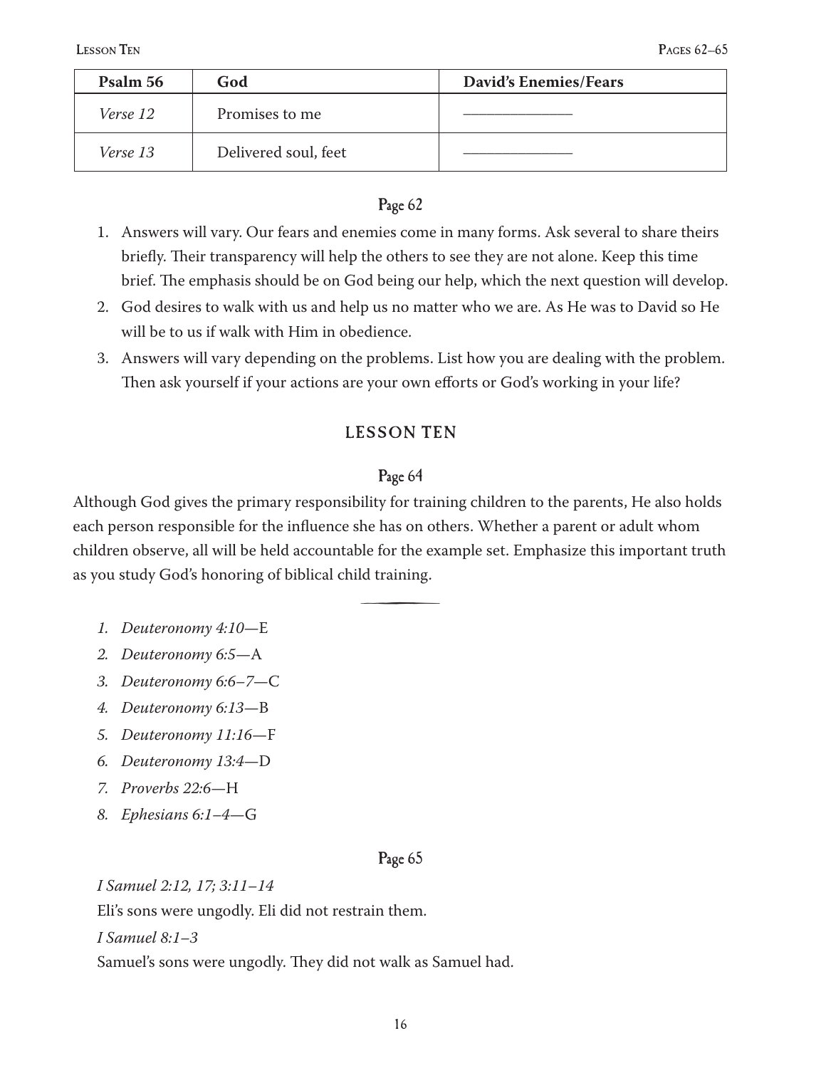| Psalm 56 | God | David's Enemies/Fears |
|---|---|---|
| *Verse 12* | Promises to me | ———————— |
| *Verse 13* | Delivered soul, feet | ———————— |

### Page 62

1. Answers will vary. Our fears and enemies come in many forms. Ask several to share theirs briefly. Their transparency will help the others to see they are not alone. Keep this time brief. The emphasis should be on God being our help, which the next question will develop.
2. God desires to walk with us and help us no matter who we are. As He was to David so He will be to us if walk with Him in obedience.
3. Answers will vary depending on the problems. List how you are dealing with the problem. Then ask yourself if your actions are your own efforts or God's working in your life?

## LESSON TEN

### Page 64

Although God gives the primary responsibility for training children to the parents, He also holds each person responsible for the influence she has on others. Whether a parent or adult whom children observe, all will be held accountable for the example set. Emphasize this important truth as you study God's honoring of biblical child training.

---

1. *Deuteronomy 4:10*—E
2. *Deuteronomy 6:5*—A
3. *Deuteronomy 6:6–7*—C
4. *Deuteronomy 6:13*—B
5. *Deuteronomy 11:16*—F
6. *Deuteronomy 13:4*—D
7. *Proverbs 22:6*—H
8. *Ephesians 6:1–4*—G

### Page 65

*I Samuel 2:12, 17; 3:11–14*

Eli's sons were ungodly. Eli did not restrain them.

*I Samuel 8:1–3*

Samuel's sons were ungodly. They did not walk as Samuel had.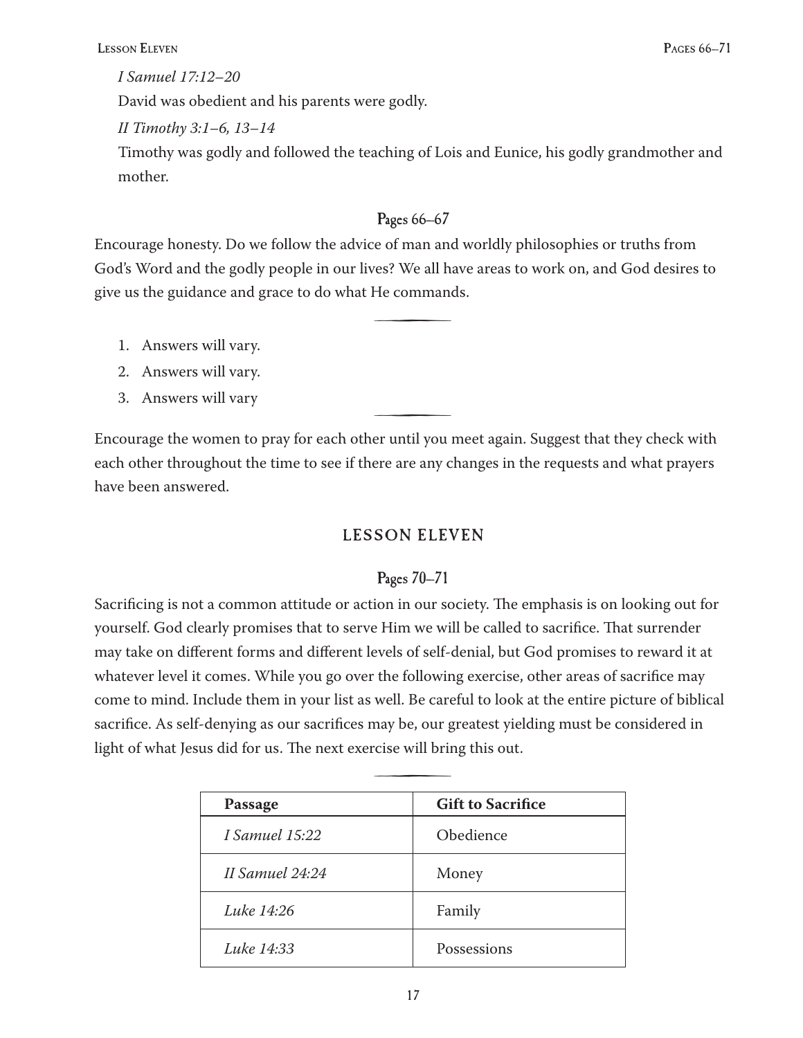*I Samuel 17:12–20*

David was obedient and his parents were godly.

*II Timothy 3:1–6, 13–14*

Timothy was godly and followed the teaching of Lois and Eunice, his godly grandmother and mother.

### Pages 66–67

Encourage honesty. Do we follow the advice of man and worldly philosophies or truths from God's Word and the godly people in our lives? We all have areas to work on, and God desires to give us the guidance and grace to do what He commands.

---

1. Answers will vary.
2. Answers will vary.
3. Answers will vary

---

Encourage the women to pray for each other until you meet again. Suggest that they check with each other throughout the time to see if there are any changes in the requests and what prayers have been answered.

## LESSON ELEVEN

### Pages 70–71

Sacrificing is not a common attitude or action in our society. The emphasis is on looking out for yourself. God clearly promises that to serve Him we will be called to sacrifice. That surrender may take on different forms and different levels of self-denial, but God promises to reward it at whatever level it comes. While you go over the following exercise, other areas of sacrifice may come to mind. Include them in your list as well. Be careful to look at the entire picture of biblical sacrifice. As self-denying as our sacrifices may be, our greatest yielding must be considered in light of what Jesus did for us. The next exercise will bring this out.

---

| Passage | Gift to Sacrifice |
|---|---|
| *I Samuel 15:22* | Obedience |
| *II Samuel 24:24* | Money |
| *Luke 14:26* | Family |
| *Luke 14:33* | Possessions |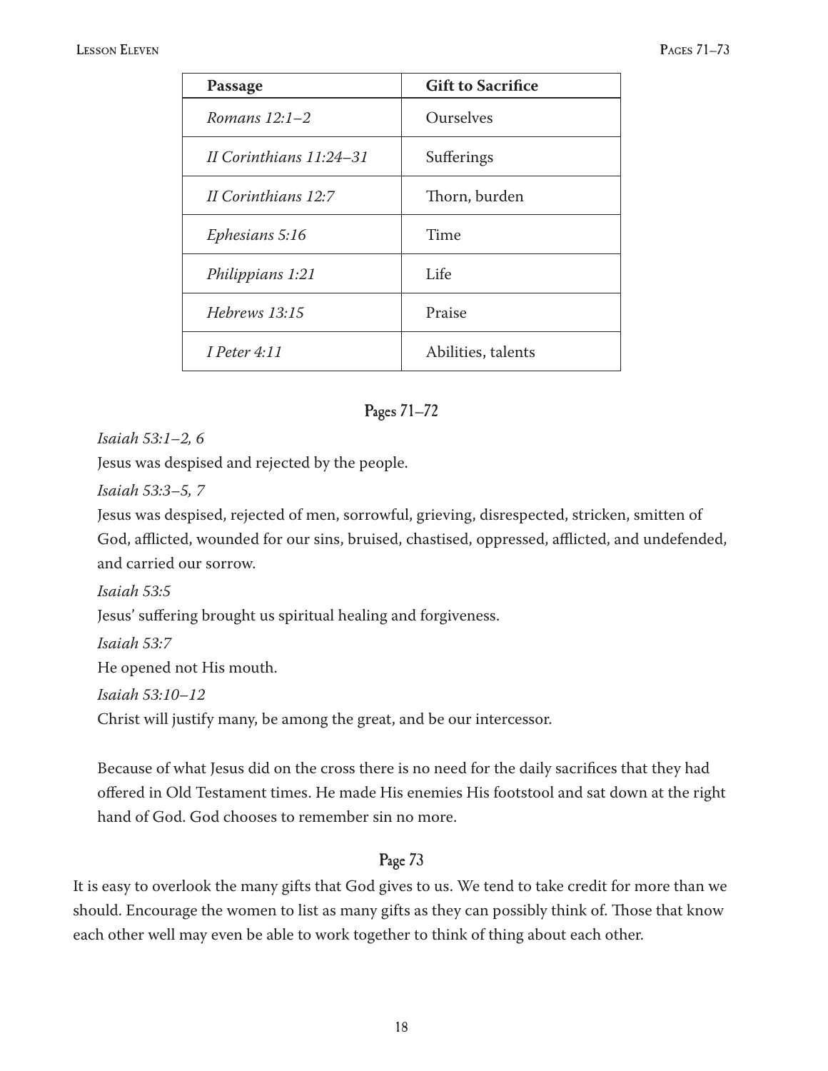| Passage | Gift to Sacrifice |
|---|---|
| *Romans 12:1–2* | Ourselves |
| *II Corinthians 11:24–31* | Sufferings |
| *II Corinthians 12:7* | Thorn, burden |
| *Ephesians 5:16* | Time |
| *Philippians 1:21* | Life |
| *Hebrews 13:15* | Praise |
| *I Peter 4:11* | Abilities, talents |

## Pages 71–72

*Isaiah 53:1–2, 6*

Jesus was despised and rejected by the people.

*Isaiah 53:3–5, 7*

Jesus was despised, rejected of men, sorrowful, grieving, disrespected, stricken, smitten of God, afflicted, wounded for our sins, bruised, chastised, oppressed, afflicted, and undefended, and carried our sorrow.

*Isaiah 53:5*

Jesus' suffering brought us spiritual healing and forgiveness.

*Isaiah 53:7*

He opened not His mouth.

*Isaiah 53:10–12*

Christ will justify many, be among the great, and be our intercessor.

Because of what Jesus did on the cross there is no need for the daily sacrifices that they had offered in Old Testament times. He made His enemies His footstool and sat down at the right hand of God. God chooses to remember sin no more.

## Page 73

It is easy to overlook the many gifts that God gives to us. We tend to take credit for more than we should. Encourage the women to list as many gifts as they can possibly think of. Those that know each other well may even be able to work together to think of thing about each other.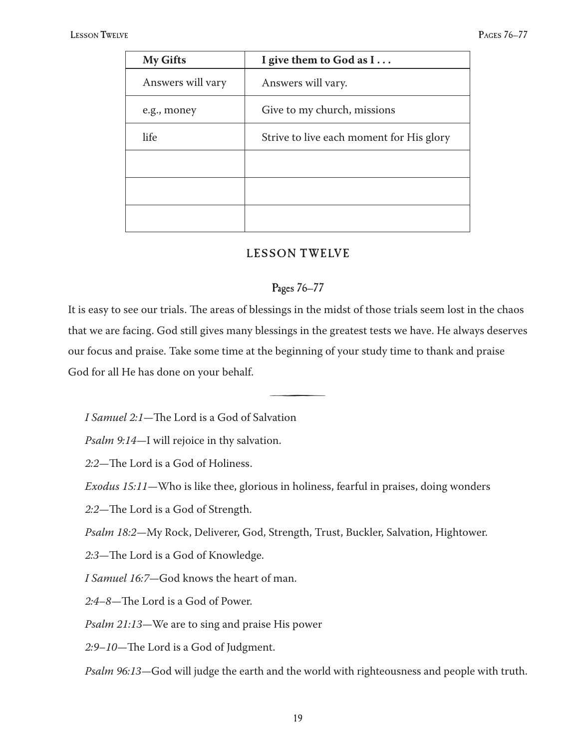| My Gifts | I give them to God as I . . . |
| --- | --- |
| Answers will vary | Answers will vary. |
| e.g., money | Give to my church, missions |
| life | Strive to live each moment for His glory |
| | |
| | |
| | |

## LESSON TWELVE

### Pages 76–77

It is easy to see our trials. The areas of blessings in the midst of those trials seem lost in the chaos that we are facing. God still gives many blessings in the greatest tests we have. He always deserves our focus and praise. Take some time at the beginning of your study time to thank and praise God for all He has done on your behalf.

---

*I Samuel 2:1*—The Lord is a God of Salvation

*Psalm 9:14*—I will rejoice in thy salvation.

*2:2*—The Lord is a God of Holiness.

*Exodus 15:11*—Who is like thee, glorious in holiness, fearful in praises, doing wonders

*2:2*—The Lord is a God of Strength.

*Psalm 18:2*—My Rock, Deliverer, God, Strength, Trust, Buckler, Salvation, Hightower.

*2:3*—The Lord is a God of Knowledge.

*I Samuel 16:7*—God knows the heart of man.

*2:4–8*—The Lord is a God of Power.

*Psalm 21:13*—We are to sing and praise His power

*2:9–10*—The Lord is a God of Judgment.

*Psalm 96:13*—God will judge the earth and the world with righteousness and people with truth.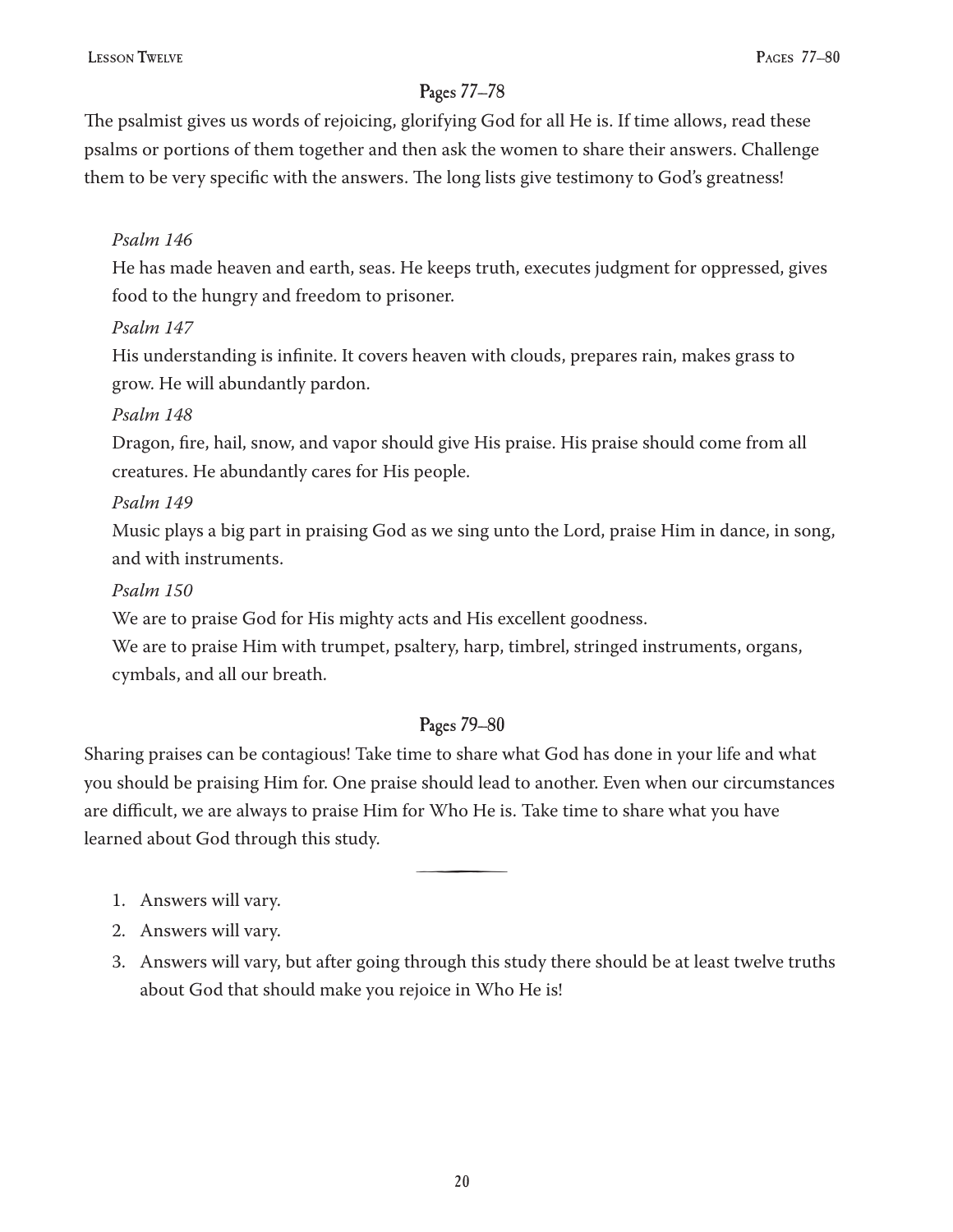## Pages 77–78

The psalmist gives us words of rejoicing, glorifying God for all He is. If time allows, read these psalms or portions of them together and then ask the women to share their answers. Challenge them to be very specific with the answers. The long lists give testimony to God's greatness!

*Psalm 146*

He has made heaven and earth, seas. He keeps truth, executes judgment for oppressed, gives food to the hungry and freedom to prisoner.

*Psalm 147*

His understanding is infinite. It covers heaven with clouds, prepares rain, makes grass to grow. He will abundantly pardon.

*Psalm 148*

Dragon, fire, hail, snow, and vapor should give His praise. His praise should come from all creatures. He abundantly cares for His people.

*Psalm 149*

Music plays a big part in praising God as we sing unto the Lord, praise Him in dance, in song, and with instruments.

*Psalm 150*

We are to praise God for His mighty acts and His excellent goodness.

We are to praise Him with trumpet, psaltery, harp, timbrel, stringed instruments, organs, cymbals, and all our breath.

## Pages 79–80

Sharing praises can be contagious! Take time to share what God has done in your life and what you should be praising Him for. One praise should lead to another. Even when our circumstances are difficult, we are always to praise Him for Who He is. Take time to share what you have learned about God through this study.

---

1. Answers will vary.
2. Answers will vary.
3. Answers will vary, but after going through this study there should be at least twelve truths about God that should make you rejoice in Who He is!